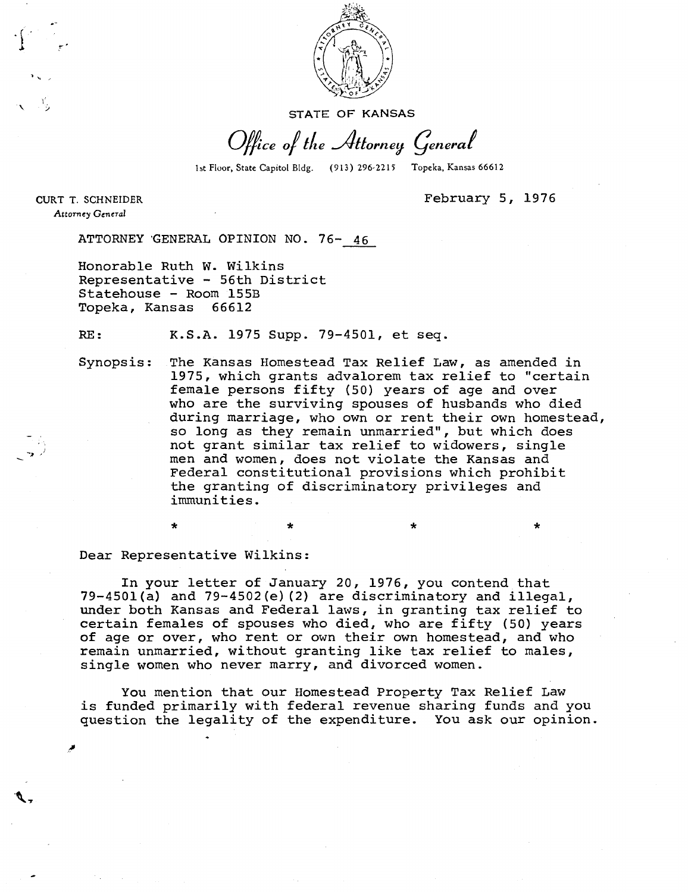STATE OF KANSAS

*Office of the Attorney General*

1st Floor, State Capitol Bldg. (913) 296-2215 Topeka, Kansas 66612

CURT T. SCHNEIDER
*Attorney General*

February 5, 1976

ATTORNEY GENERAL OPINION NO. 76- 46

Honorable Ruth W. Wilkins
Representative - 56th District
Statehouse - Room 155B
Topeka, Kansas 66612

RE: K.S.A. 1975 Supp. 79-4501, et seq.

Synopsis: The Kansas Homestead Tax Relief Law, as amended in 1975, which grants advalorem tax relief to "certain female persons fifty (50) years of age and over who are the surviving spouses of husbands who died during marriage, who own or rent their own homestead, so long as they remain unmarried", but which does not grant similar tax relief to widowers, single men and women, does not violate the Kansas and Federal constitutional provisions which prohibit the granting of discriminatory privileges and immunities.

\* \* \* \*

Dear Representative Wilkins:

In your letter of January 20, 1976, you contend that 79-4501(a) and 79-4502(e)(2) are discriminatory and illegal, under both Kansas and Federal laws, in granting tax relief to certain females of spouses who died, who are fifty (50) years of age or over, who rent or own their own homestead, and who remain unmarried, without granting like tax relief to males, single women who never marry, and divorced women.

You mention that our Homestead Property Tax Relief Law is funded primarily with federal revenue sharing funds and you question the legality of the expenditure. You ask our opinion.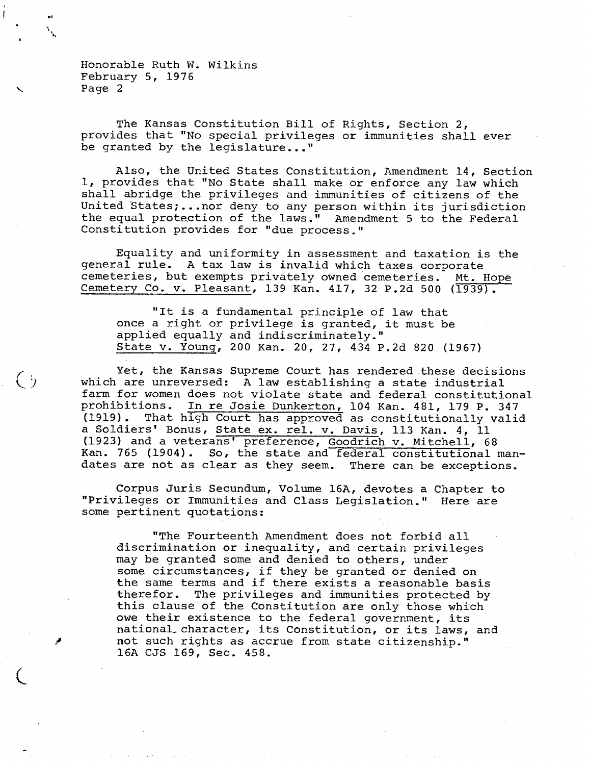The Kansas Constitution Bill of Rights, Section 2, provides that "No special privileges or immunities shall ever be granted by the legislature..."

Also, the United States Constitution, Amendment 14, Section 1, provides that "No State shall make or enforce any law which shall abridge the privileges and immunities of citizens of the United States;...nor deny to any person within its jurisdiction the equal protection of the laws." Amendment 5 to the Federal Constitution provides for "due process."

Equality and uniformity in assessment and taxation is the general rule. A tax law is invalid which taxes corporate cemeteries, but exempts privately owned cemeteries. Mt. Hope Cemetery Co. v. Pleasant, 139 Kan. 417, 32 P.2d 500 (1939).

> "It is a fundamental principle of law that once a right or privilege is granted, it must be applied equally and indiscriminately."
> State v. Young, 200 Kan. 20, 27, 434 P.2d 820 (1967)

Yet, the Kansas Supreme Court has rendered these decisions which are unreversed: A law establishing a state industrial farm for women does not violate state and federal constitutional prohibitions. In re Josie Dunkerton, 104 Kan. 481, 179 P. 347 (1919). That high Court has approved as constitutionally valid a Soldiers' Bonus, State ex. rel. v. Davis, 113 Kan. 4, 11 (1923) and a veterans' preference, Goodrich v. Mitchell, 68 Kan. 765 (1904). So, the state and federal constitutional mandates are not as clear as they seem. There can be exceptions.

Corpus Juris Secundum, Volume 16A, devotes a Chapter to "Privileges or Immunities and Class Legislation." Here are some pertinent quotations:

> "The Fourteenth Amendment does not forbid all discrimination or inequality, and certain privileges may be granted some and denied to others, under some circumstances, if they be granted or denied on the same terms and if there exists a reasonable basis therefor. The privileges and immunities protected by this clause of the Constitution are only those which owe their existence to the federal government, its national character, its Constitution, or its laws, and not such rights as accrue from state citizenship."
> 16A CJS 169, Sec. 458.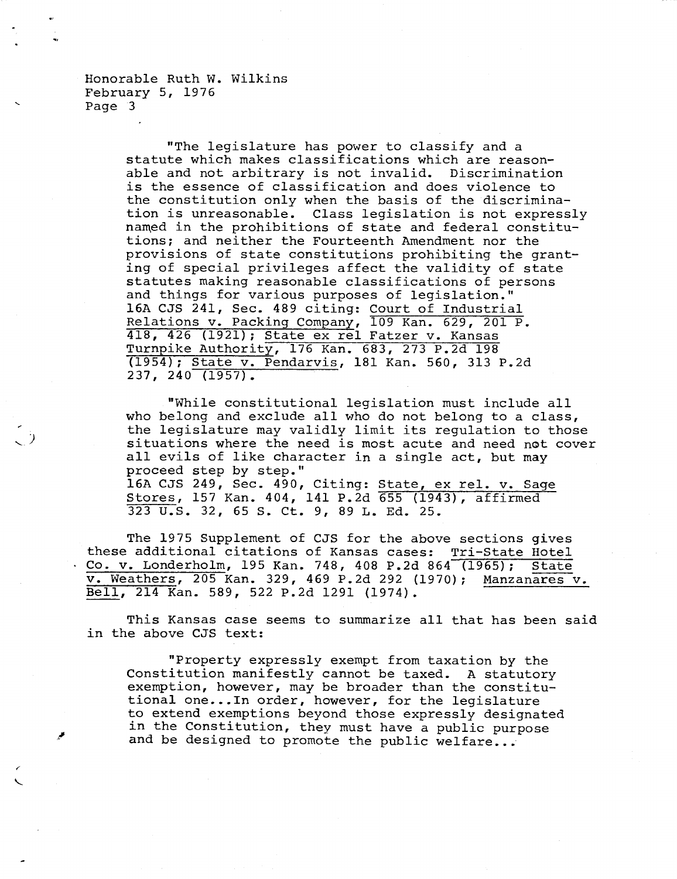Honorable Ruth W. Wilkins
February 5, 1976
Page 3

> "The legislature has power to classify and a statute which makes classifications which are reasonable and not arbitrary is not invalid. Discrimination is the essence of classification and does violence to the constitution only when the basis of the discrimination is unreasonable. Class legislation is not expressly named in the prohibitions of state and federal constitutions; and neither the Fourteenth Amendment nor the provisions of state constitutions prohibiting the granting of special privileges affect the validity of state statutes making reasonable classifications of persons and things for various purposes of legislation."
> 16A CJS 241, Sec. 489 citing: Court of Industrial Relations v. Packing Company, 109 Kan. 629, 201 P. 418, 426 (1921); State ex rel Fatzer v. Kansas Turnpike Authority, 176 Kan. 683, 273 P.2d 198 (1954); State v. Pendarvis, 181 Kan. 560, 313 P.2d 237, 240 (1957).

> "While constitutional legislation must include all who belong and exclude all who do not belong to a class, the legislature may validly limit its regulation to those situations where the need is most acute and need not cover all evils of like character in a single act, but may proceed step by step."
> 16A CJS 249, Sec. 490, Citing: State, ex rel. v. Sage Stores, 157 Kan. 404, 141 P.2d 655 (1943), affirmed 323 U.S. 32, 65 S. Ct. 9, 89 L. Ed. 25.

The 1975 Supplement of CJS for the above sections gives these additional citations of Kansas cases: Tri-State Hotel Co. v. Londerholm, 195 Kan. 748, 408 P.2d 864 (1965); State v. Weathers, 205 Kan. 329, 469 P.2d 292 (1970); Manzanares v. Bell, 214 Kan. 589, 522 P.2d 1291 (1974).

This Kansas case seems to summarize all that has been said in the above CJS text:

> "Property expressly exempt from taxation by the Constitution manifestly cannot be taxed. A statutory exemption, however, may be broader than the constitutional one...In order, however, for the legislature to extend exemptions beyond those expressly designated in the Constitution, they must have a public purpose and be designed to promote the public welfare...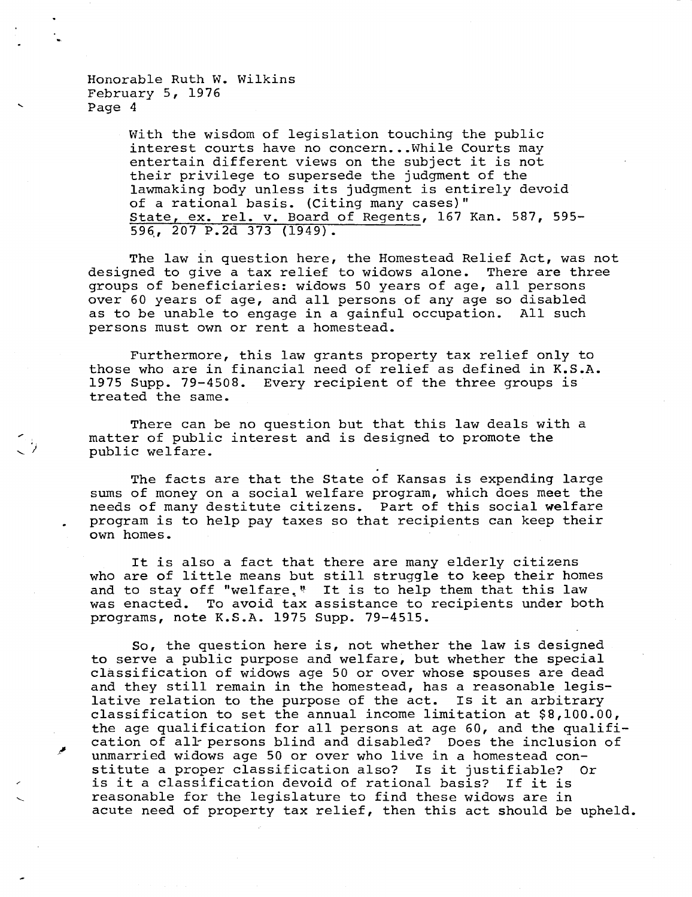Honorable Ruth W. Wilkins
February 5, 1976

> With the wisdom of legislation touching the public interest courts have no concern...While Courts may entertain different views on the subject it is not their privilege to supersede the judgment of the lawmaking body unless its judgment is entirely devoid of a rational basis. (Citing many cases)"
> State, ex. rel. v. Board of Regents, 167 Kan. 587, 595-596, 207 P.2d 373 (1949).

The law in question here, the Homestead Relief Act, was not designed to give a tax relief to widows alone. There are three groups of beneficiaries: widows 50 years of age, all persons over 60 years of age, and all persons of any age so disabled as to be unable to engage in a gainful occupation. All such persons must own or rent a homestead.

Furthermore, this law grants property tax relief only to those who are in financial need of relief as defined in K.S.A. 1975 Supp. 79-4508. Every recipient of the three groups is treated the same.

There can be no question but that this law deals with a matter of public interest and is designed to promote the public welfare.

The facts are that the State of Kansas is expending large sums of money on a social welfare program, which does meet the needs of many destitute citizens. Part of this social welfare program is to help pay taxes so that recipients can keep their own homes.

It is also a fact that there are many elderly citizens who are of little means but still struggle to keep their homes and to stay off "welfare." It is to help them that this law was enacted. To avoid tax assistance to recipients under both programs, note K.S.A. 1975 Supp. 79-4515.

So, the question here is, not whether the law is designed to serve a public purpose and welfare, but whether the special classification of widows age 50 or over whose spouses are dead and they still remain in the homestead, has a reasonable legislative relation to the purpose of the act. Is it an arbitrary classification to set the annual income limitation at $8,100.00, the age qualification for all persons at age 60, and the qualification of all persons blind and disabled? Does the inclusion of unmarried widows age 50 or over who live in a homestead constitute a proper classification also? Is it justifiable? Or is it a classification devoid of rational basis? If it is reasonable for the legislature to find these widows are in acute need of property tax relief, then this act should be upheld.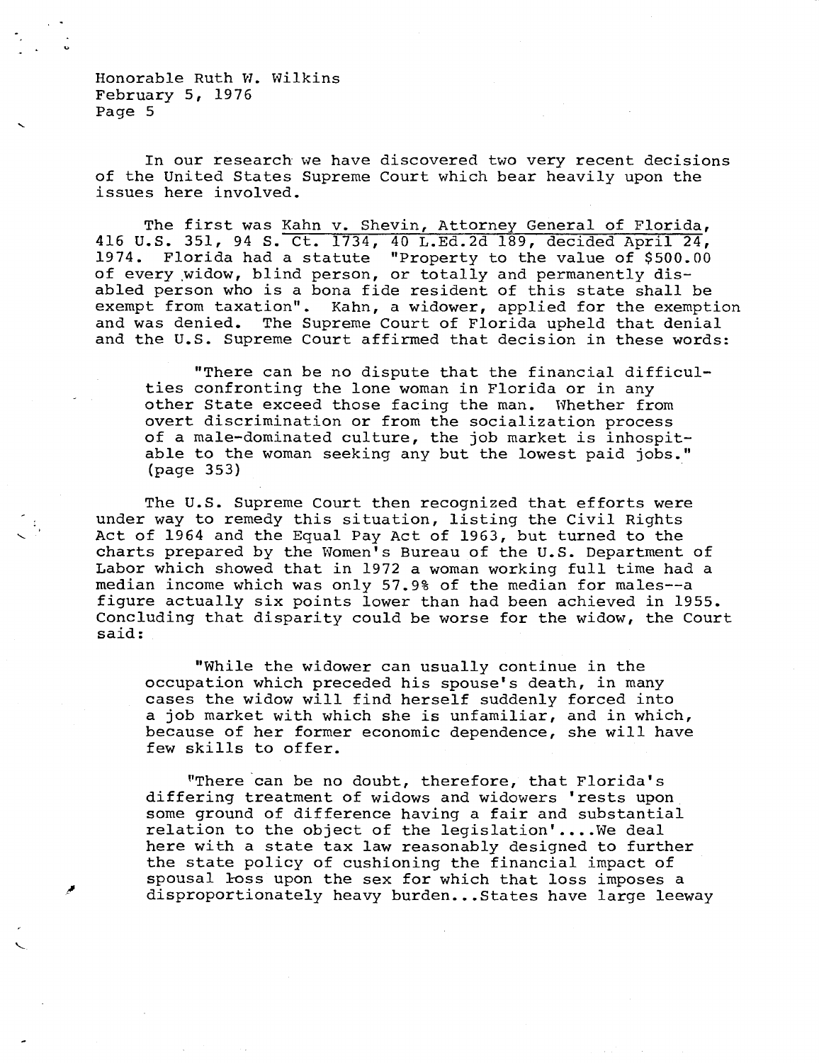Honorable Ruth W. Wilkins
February 5, 1976
Page 5

In our research we have discovered two very recent decisions of the United States Supreme Court which bear heavily upon the issues here involved.

The first was Kahn v. Shevin, Attorney General of Florida, 416 U.S. 351, 94 S. Ct. 1734, 40 L.Ed.2d 189, decided April 24, 1974. Florida had a statute "Property to the value of $500.00 of every widow, blind person, or totally and permanently disabled person who is a bona fide resident of this state shall be exempt from taxation". Kahn, a widower, applied for the exemption and was denied. The Supreme Court of Florida upheld that denial and the U.S. Supreme Court affirmed that decision in these words:

> "There can be no dispute that the financial difficulties confronting the lone woman in Florida or in any other State exceed those facing the man. Whether from overt discrimination or from the socialization process of a male-dominated culture, the job market is inhospitable to the woman seeking any but the lowest paid jobs." (page 353)

The U.S. Supreme Court then recognized that efforts were under way to remedy this situation, listing the Civil Rights Act of 1964 and the Equal Pay Act of 1963, but turned to the charts prepared by the Women's Bureau of the U.S. Department of Labor which showed that in 1972 a woman working full time had a median income which was only 57.9% of the median for males--a figure actually six points lower than had been achieved in 1955. Concluding that disparity could be worse for the widow, the Court said:

> "While the widower can usually continue in the occupation which preceded his spouse's death, in many cases the widow will find herself suddenly forced into a job market with which she is unfamiliar, and in which, because of her former economic dependence, she will have few skills to offer.
>
> "There can be no doubt, therefore, that Florida's differing treatment of widows and widowers 'rests upon some ground of difference having a fair and substantial relation to the object of the legislation'....We deal here with a state tax law reasonably designed to further the state policy of cushioning the financial impact of spousal loss upon the sex for which that loss imposes a disproportionately heavy burden...States have large leeway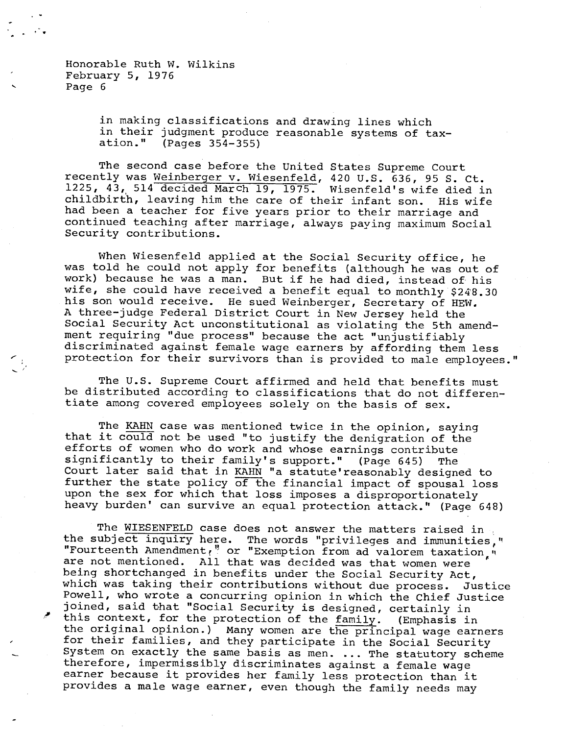Honorable Ruth W. Wilkins
February 5, 1976
Page 6

> in making classifications and drawing lines which in their judgment produce reasonable systems of taxation." (Pages 354-355)

The second case before the United States Supreme Court recently was Weinberger v. Wiesenfeld, 420 U.S. 636, 95 S. Ct. 1225, 43, 514 decided March 19, 1975. Wisenfeld's wife died in childbirth, leaving him the care of their infant son. His wife had been a teacher for five years prior to their marriage and continued teaching after marriage, always paying maximum Social Security contributions.

When Wiesenfeld applied at the Social Security office, he was told he could not apply for benefits (although he was out of work) because he was a man. But if he had died, instead of his wife, she could have received a benefit equal to monthly $248.30 his son would receive. He sued Weinberger, Secretary of HEW. A three-judge Federal District Court in New Jersey held the Social Security Act unconstitutional as violating the 5th amendment requiring "due process" because the act "unjustifiably discriminated against female wage earners by affording them less protection for their survivors than is provided to male employees."

The U.S. Supreme Court affirmed and held that benefits must be distributed according to classifications that do not differentiate among covered employees solely on the basis of sex.

The KAHN case was mentioned twice in the opinion, saying that it could not be used "to justify the denigration of the efforts of women who do work and whose earnings contribute significantly to their family's support." (Page 645) The Court later said that in KAHN "a statute'reasonably designed to further the state policy of the financial impact of spousal loss upon the sex for which that loss imposes a disproportionately heavy burden' can survive an equal protection attack." (Page 648)

The WIESENFELD case does not answer the matters raised in the subject inquiry here. The words "privileges and immunities," "Fourteenth Amendment," or "Exemption from ad valorem taxation," are not mentioned. All that was decided was that women were being shortchanged in benefits under the Social Security Act, which was taking their contributions without due process. Justice Powell, who wrote a concurring opinion in which the Chief Justice joined, said that "Social Security is designed, certainly in this context, for the protection of the family. (Emphasis in the original opinion.) Many women are the principal wage earners for their families, and they participate in the Social Security System on exactly the same basis as men. ... The statutory scheme therefore, impermissibly discriminates against a female wage earner because it provides her family less protection than it provides a male wage earner, even though the family needs may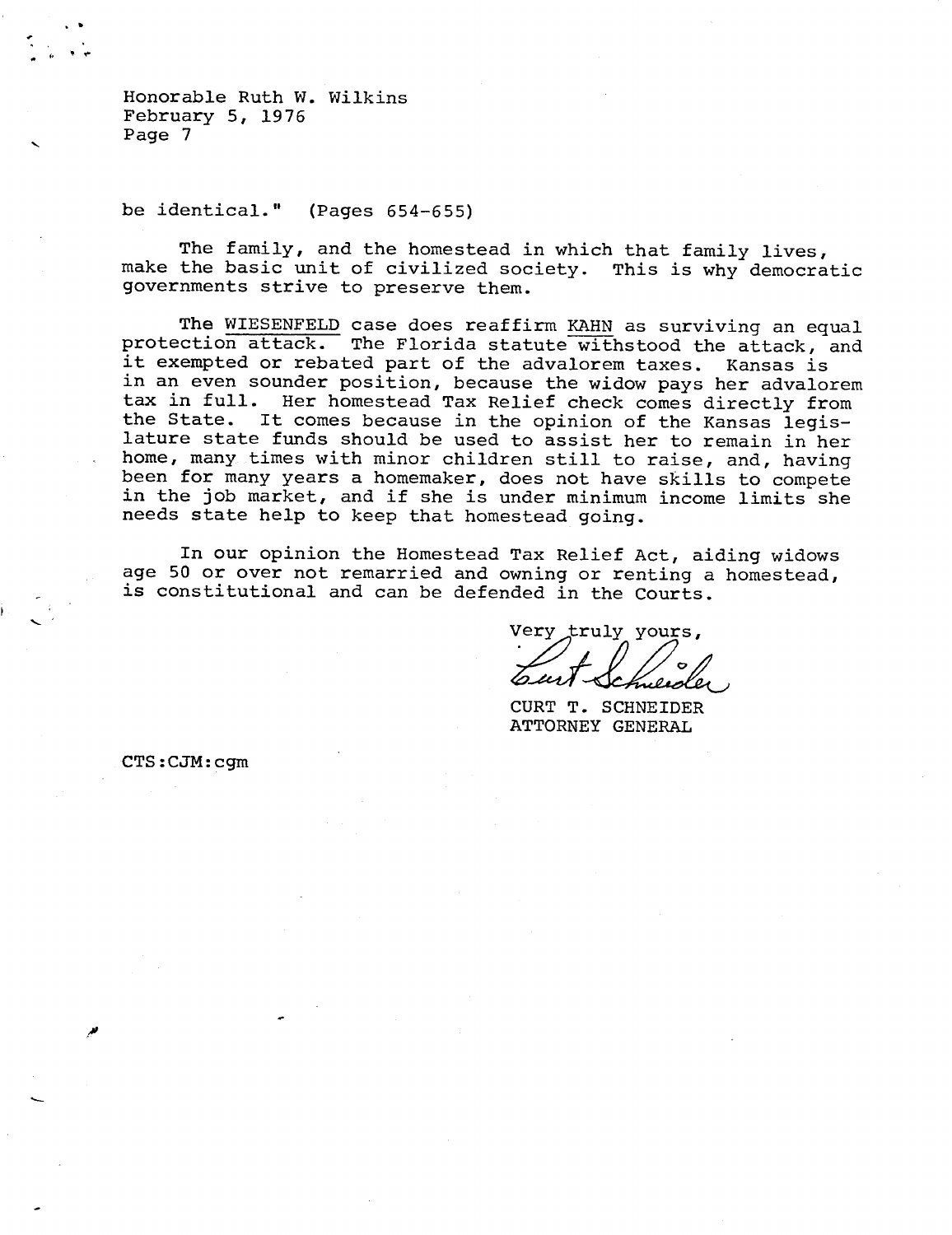be identical." (Pages 654-655)

The family, and the homestead in which that family lives, make the basic unit of civilized society. This is why democratic governments strive to preserve them.

The WIESENFELD case does reaffirm KAHN as surviving an equal protection attack. The Florida statute withstood the attack, and it exempted or rebated part of the advalorem taxes. Kansas is in an even sounder position, because the widow pays her advalorem tax in full. Her homestead Tax Relief check comes directly from the State. It comes because in the opinion of the Kansas legislature state funds should be used to assist her to remain in her home, many times with minor children still to raise, and, having been for many years a homemaker, does not have skills to compete in the job market, and if she is under minimum income limits she needs state help to keep that homestead going.

In our opinion the Homestead Tax Relief Act, aiding widows age 50 or over not remarried and owning or renting a homestead, is constitutional and can be defended in the Courts.

Very truly yours,

Curt Schneider

CURT T. SCHNEIDER
ATTORNEY GENERAL

CTS:CJM:cgm